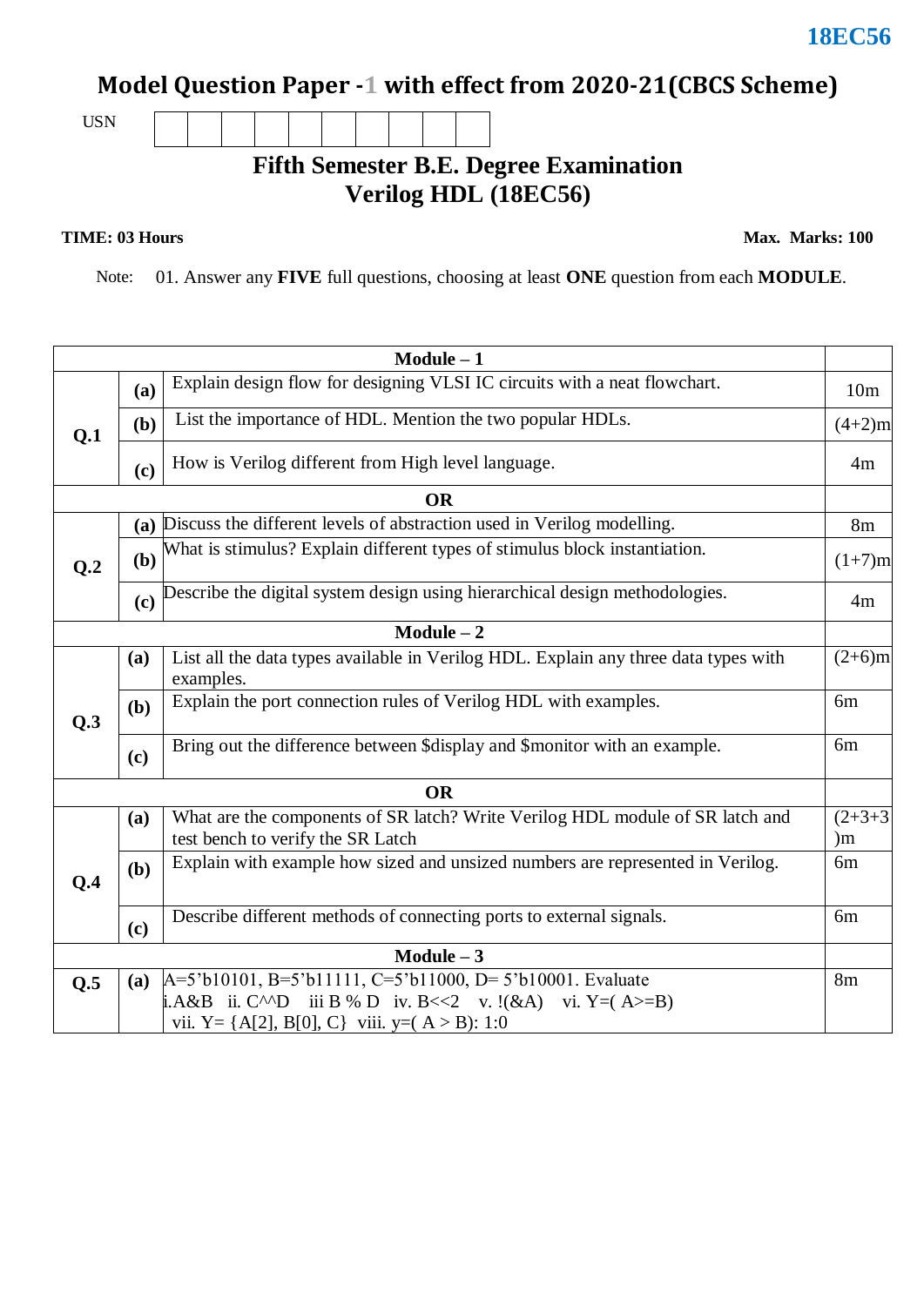18EC56

# Model Question Paper -1 with effect from 2020-21(CBCS Scheme)

USN

## Fifth Semester B.E. Degree Examination
## Verilog HDL (18EC56)

**TIME: 03 Hours** **Max. Marks: 100**

Note: 01. Answer any **FIVE** full questions, choosing at least **ONE** question from each **MODULE**.

| | | **Module – 1** | |
|---|---|---|---|
| **Q.1** | **(a)** | Explain design flow for designing VLSI IC circuits with a neat flowchart. | 10m |
| | **(b)** | List the importance of HDL. Mention the two popular HDLs. | (4+2)m |
| | **(c)** | How is Verilog different from High level language. | 4m |
| | | **OR** | |
| **Q.2** | **(a)** | Discuss the different levels of abstraction used in Verilog modelling. | 8m |
| | **(b)** | What is stimulus? Explain different types of stimulus block instantiation. | (1+7)m |
| | **(c)** | Describe the digital system design using hierarchical design methodologies. | 4m |
| | | **Module – 2** | |
| **Q.3** | **(a)** | List all the data types available in Verilog HDL. Explain any three data types with examples. | (2+6)m |
| | **(b)** | Explain the port connection rules of Verilog HDL with examples. | 6m |
| | **(c)** | Bring out the difference between $display and $monitor with an example. | 6m |
| | | **OR** | |
| **Q.4** | **(a)** | What are the components of SR latch? Write Verilog HDL module of SR latch and test bench to verify the SR Latch | (2+3+3)m |
| | **(b)** | Explain with example how sized and unsized numbers are represented in Verilog. | 6m |
| | **(c)** | Describe different methods of connecting ports to external signals. | 6m |
| | | **Module – 3** | |
| **Q.5** | **(a)** | A=5'b10101, B=5'b11111, C=5'b11000, D= 5'b10001. Evaluate i.A&B ii. C^^D iii B % D iv. B<<2 v. !(&A) vi. Y=( A>=B) vii. Y= {A[2], B[0], C} viii. y=( A > B): 1:0 | 8m |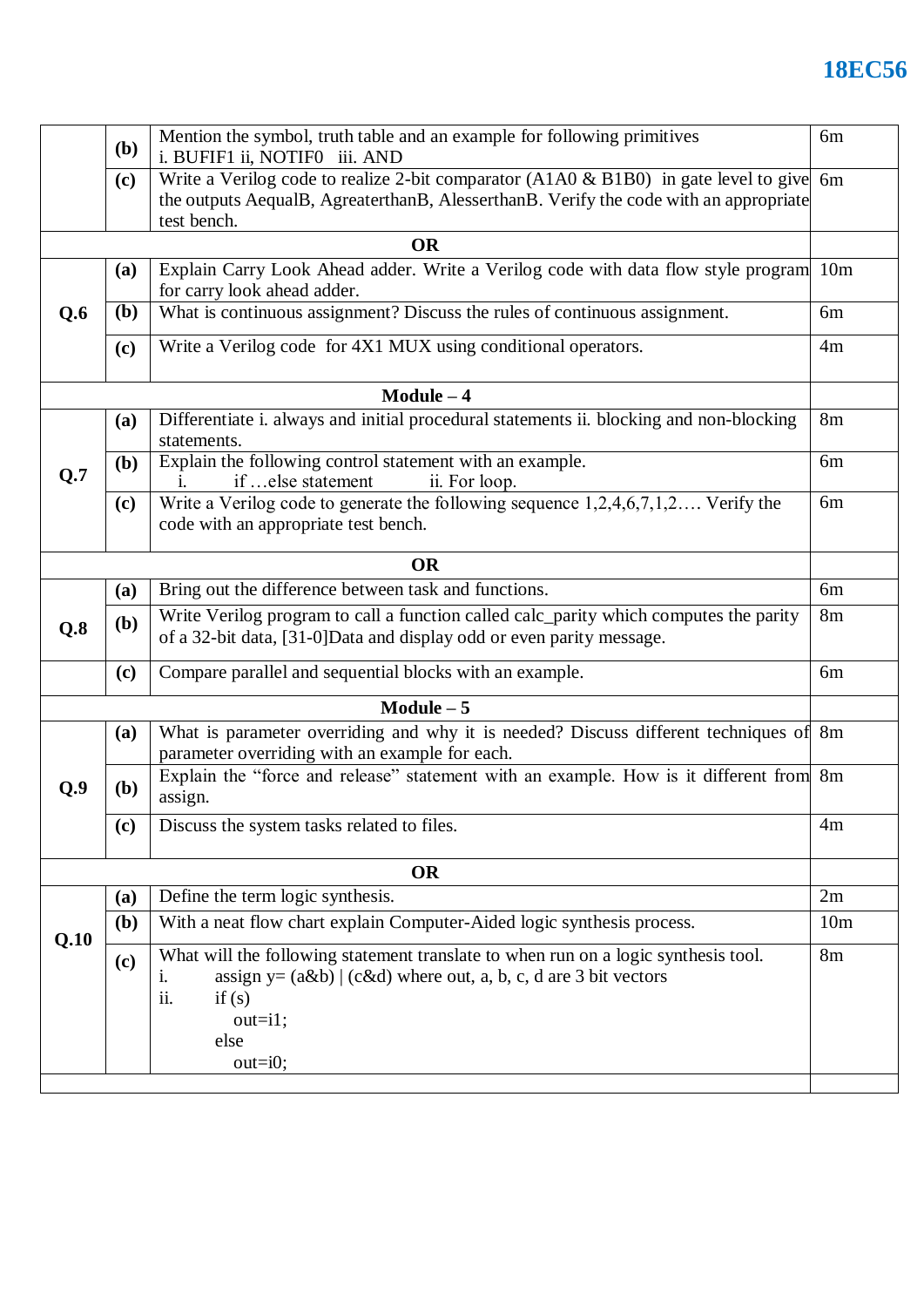| | | | |
|---|---|---|---|
| | **(b)** | Mention the symbol, truth table and an example for following primitives<br>i. BUFIF1 ii, NOTIF0 iii. AND | 6m |
| | **(c)** | Write a Verilog code to realize 2-bit comparator (A1A0 & B1B0) in gate level to give the outputs AequalB, AgreaterthanB, AlesserthanB. Verify the code with an appropriate test bench. | 6m |
| | | **OR** | |
| **Q.6** | **(a)** | Explain Carry Look Ahead adder. Write a Verilog code with data flow style program for carry look ahead adder. | 10m |
| | **(b)** | What is continuous assignment? Discuss the rules of continuous assignment. | 6m |
| | **(c)** | Write a Verilog code for 4X1 MUX using conditional operators. | 4m |
| | | **Module – 4** | |
| **Q.7** | **(a)** | Differentiate i. always and initial procedural statements ii. blocking and non-blocking statements. | 8m |
| | **(b)** | Explain the following control statement with an example.<br>i. if …else statement ii. For loop. | 6m |
| | **(c)** | Write a Verilog code to generate the following sequence 1,2,4,6,7,1,2…. Verify the code with an appropriate test bench. | 6m |
| | | **OR** | |
| **Q.8** | **(a)** | Bring out the difference between task and functions. | 6m |
| | **(b)** | Write Verilog program to call a function called calc_parity which computes the parity of a 32-bit data, [31-0]Data and display odd or even parity message. | 8m |
| | **(c)** | Compare parallel and sequential blocks with an example. | 6m |
| | | **Module – 5** | |
| **Q.9** | **(a)** | What is parameter overriding and why it is needed? Discuss different techniques of parameter overriding with an example for each. | 8m |
| | **(b)** | Explain the "force and release" statement with an example. How is it different from assign. | 8m |
| | **(c)** | Discuss the system tasks related to files. | 4m |
| | | **OR** | |
| **Q.10** | **(a)** | Define the term logic synthesis. | 2m |
| | **(b)** | With a neat flow chart explain Computer-Aided logic synthesis process. | 10m |
| | **(c)** | What will the following statement translate to when run on a logic synthesis tool.<br>i. assign y= (a&b) \| (c&d) where out, a, b, c, d are 3 bit vectors<br>ii. if (s)<br>out=i1;<br>else<br>out=i0; | 8m |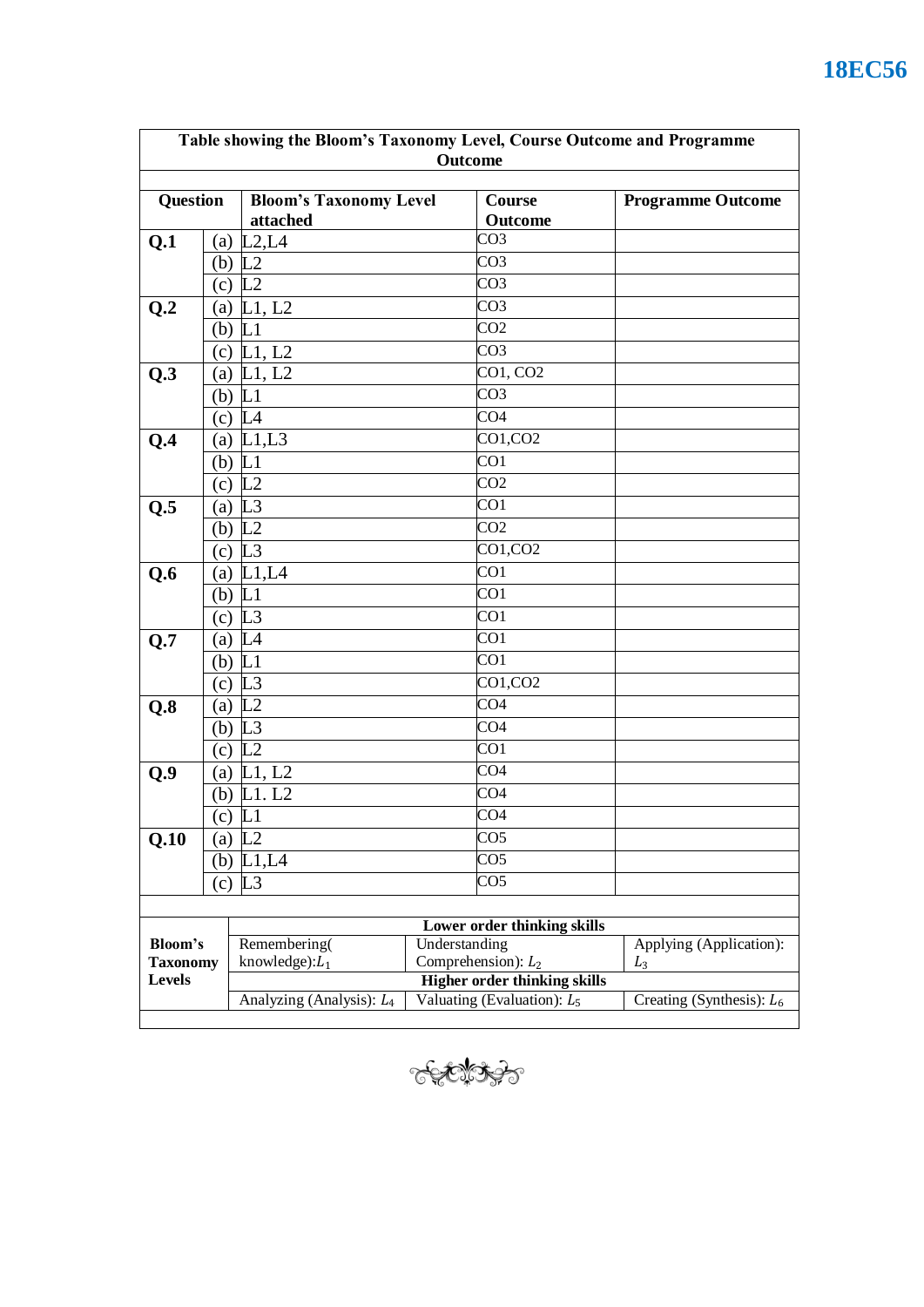**Table showing the Bloom's Taxonomy Level, Course Outcome and Programme Outcome**

| Question | | Bloom's Taxonomy Level attached | Course Outcome | Programme Outcome |
|---|---|---|---|---|
| **Q.1** | (a) | L2,L4 | CO3 | |
| | (b) | L2 | CO3 | |
| | (c) | L2 | CO3 | |
| **Q.2** | (a) | L1, L2 | CO3 | |
| | (b) | L1 | CO2 | |
| | (c) | L1, L2 | CO3 | |
| **Q.3** | (a) | L1, L2 | CO1, CO2 | |
| | (b) | L1 | CO3 | |
| | (c) | L4 | CO4 | |
| **Q.4** | (a) | L1,L3 | CO1,CO2 | |
| | (b) | L1 | CO1 | |
| | (c) | L2 | CO2 | |
| **Q.5** | (a) | L3 | CO1 | |
| | (b) | L2 | CO2 | |
| | (c) | L3 | CO1,CO2 | |
| **Q.6** | (a) | L1,L4 | CO1 | |
| | (b) | L1 | CO1 | |
| | (c) | L3 | CO1 | |
| **Q.7** | (a) | L4 | CO1 | |
| | (b) | L1 | CO1 | |
| | (c) | L3 | CO1,CO2 | |
| **Q.8** | (a) | L2 | CO4 | |
| | (b) | L3 | CO4 | |
| | (c) | L2 | CO1 | |
| **Q.9** | (a) | L1, L2 | CO4 | |
| | (b) | L1. L2 | CO4 | |
| | (c) | L1 | CO4 | |
| **Q.10** | (a) | L2 | CO5 | |
| | (b) | L1,L4 | CO5 | |
| | (c) | L3 | CO5 | |

| | | | |
|---|---|---|---|
| **Bloom's Taxonomy Levels** | **Lower order thinking skills** | | |
| | Remembering( knowledge): $L_1$ | Understanding Comprehension): $L_2$ | Applying (Application): $L_3$ |
| | **Higher order thinking skills** | | |
| | Analyzing (Analysis): $L_4$ | Valuating (Evaluation): $L_5$ | Creating (Synthesis): $L_6$ |